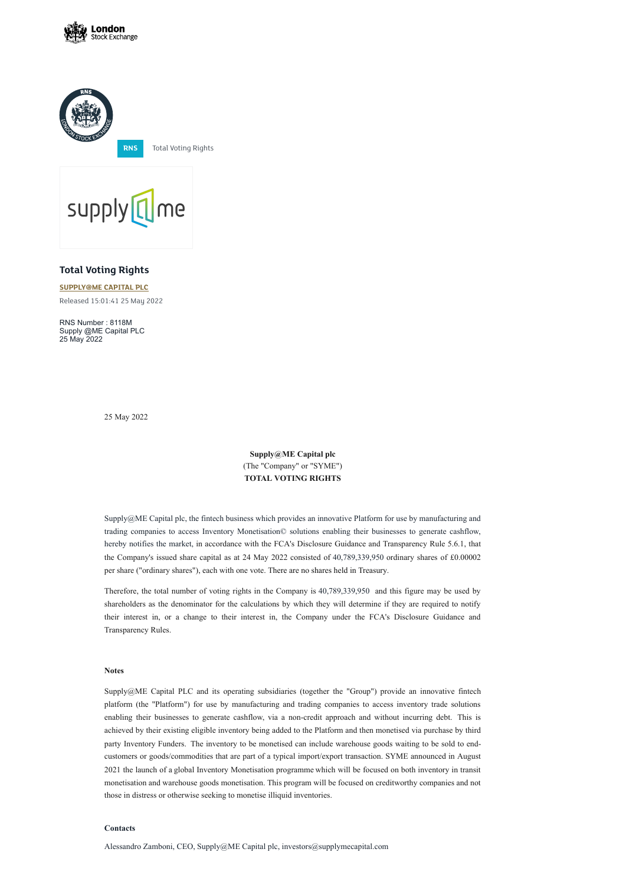RNS Total Voting Rights

## Total Voting Rights

**SUPPLY@ME CAPITAL PLC**

Released 15:01:41 25 May 2022

RNS Number : 8118M
Supply @ME Capital PLC
25 May 2022

25 May 2022

**Supply@ME Capital plc**
(The "Company" or "SYME")
**TOTAL VOTING RIGHTS**

Supply@ME Capital plc, the fintech business which provides an innovative Platform for use by manufacturing and trading companies to access Inventory Monetisation© solutions enabling their businesses to generate cashflow, hereby notifies the market, in accordance with the FCA's Disclosure Guidance and Transparency Rule 5.6.1, that the Company's issued share capital as at 24 May 2022 consisted of 40,789,339,950 ordinary shares of £0.00002 per share ("ordinary shares"), each with one vote. There are no shares held in Treasury.

Therefore, the total number of voting rights in the Company is 40,789,339,950 and this figure may be used by shareholders as the denominator for the calculations by which they will determine if they are required to notify their interest in, or a change to their interest in, the Company under the FCA's Disclosure Guidance and Transparency Rules.

**Notes**

Supply@ME Capital PLC and its operating subsidiaries (together the "Group") provide an innovative fintech platform (the "Platform") for use by manufacturing and trading companies to access inventory trade solutions enabling their businesses to generate cashflow, via a non-credit approach and without incurring debt. This is achieved by their existing eligible inventory being added to the Platform and then monetised via purchase by third party Inventory Funders. The inventory to be monetised can include warehouse goods waiting to be sold to end-customers or goods/commodities that are part of a typical import/export transaction. SYME announced in August 2021 the launch of a global Inventory Monetisation programme which will be focused on both inventory in transit monetisation and warehouse goods monetisation. This program will be focused on creditworthy companies and not those in distress or otherwise seeking to monetise illiquid inventories.

**Contacts**

Alessandro Zamboni, CEO, Supply@ME Capital plc, investors@supplymecapital.com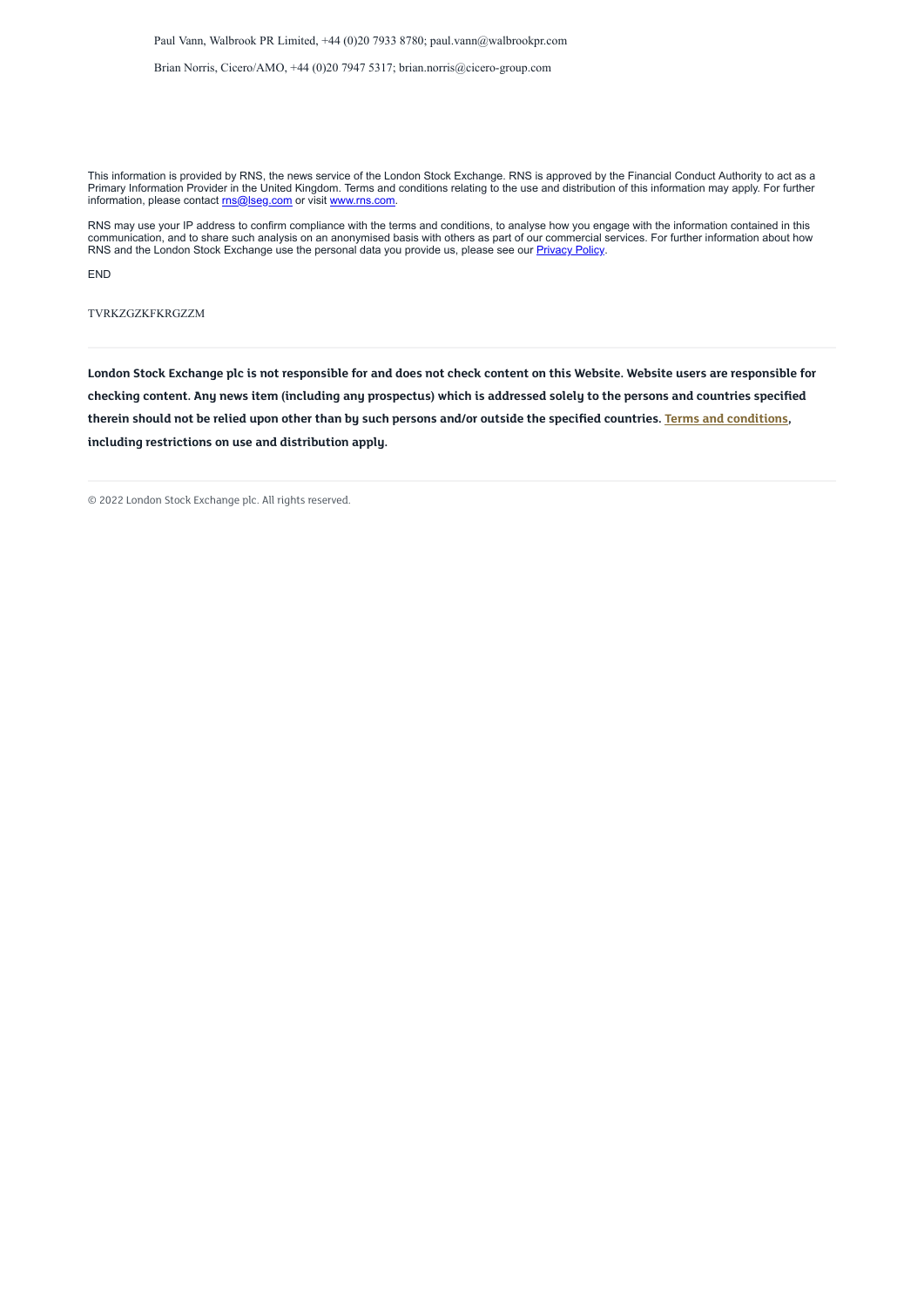Paul Vann, Walbrook PR Limited, +44 (0)20 7933 8780; paul.vann@walbrookpr.com

Brian Norris, Cicero/AMO, +44 (0)20 7947 5317; brian.norris@cicero-group.com

This information is provided by RNS, the news service of the London Stock Exchange. RNS is approved by the Financial Conduct Authority to act as a Primary Information Provider in the United Kingdom. Terms and conditions relating to the use and distribution of this information may apply. For further information, please contact rns@lseg.com or visit www.rns.com.

RNS may use your IP address to confirm compliance with the terms and conditions, to analyse how you engage with the information contained in this communication, and to share such analysis on an anonymised basis with others as part of our commercial services. For further information about how RNS and the London Stock Exchange use the personal data you provide us, please see our Privacy Policy.

END

TVRKZGZKFKRGZZM

**London Stock Exchange plc is not responsible for and does not check content on this Website. Website users are responsible for checking content. Any news item (including any prospectus) which is addressed solely to the persons and countries specified therein should not be relied upon other than by such persons and/or outside the specified countries. Terms and conditions, including restrictions on use and distribution apply.**

© 2022 London Stock Exchange plc. All rights reserved.